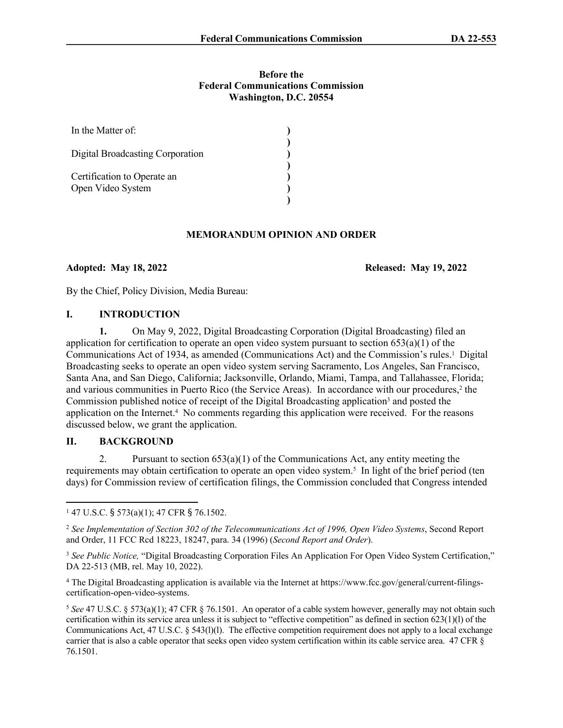**Before the**
**Federal Communications Commission**
**Washington, D.C. 20554**

| | |
|---|---|
| In the Matter of: | ) |
| | ) |
| Digital Broadcasting Corporation | ) |
| | ) |
| Certification to Operate an | ) |
| Open Video System | ) |
| | ) |

## MEMORANDUM OPINION AND ORDER

**Adopted: May 18, 2022** **Released: May 19, 2022**

By the Chief, Policy Division, Media Bureau:

## I. INTRODUCTION

**1.** On May 9, 2022, Digital Broadcasting Corporation (Digital Broadcasting) filed an application for certification to operate an open video system pursuant to section 653(a)(1) of the Communications Act of 1934, as amended (Communications Act) and the Commission's rules.[1] Digital Broadcasting seeks to operate an open video system serving Sacramento, Los Angeles, San Francisco, Santa Ana, and San Diego, California; Jacksonville, Orlando, Miami, Tampa, and Tallahassee, Florida; and various communities in Puerto Rico (the Service Areas). In accordance with our procedures,[2] the Commission published notice of receipt of the Digital Broadcasting application[3] and posted the application on the Internet.[4] No comments regarding this application were received. For the reasons discussed below, we grant the application.

## II. BACKGROUND

2. Pursuant to section 653(a)(1) of the Communications Act, any entity meeting the requirements may obtain certification to operate an open video system.[5] In light of the brief period (ten days) for Commission review of certification filings, the Commission concluded that Congress intended

---

[1] 47 U.S.C. § 573(a)(1); 47 CFR § 76.1502.

[2] *See Implementation of Section 302 of the Telecommunications Act of 1996, Open Video Systems*, Second Report and Order, 11 FCC Rcd 18223, 18247, para. 34 (1996) (*Second Report and Order*).

[3] *See Public Notice,* "Digital Broadcasting Corporation Files An Application For Open Video System Certification," DA 22-513 (MB, rel. May 10, 2022).

[4] The Digital Broadcasting application is available via the Internet at https://www.fcc.gov/general/current-filings-certification-open-video-systems.

[5] *See* 47 U.S.C. § 573(a)(1); 47 CFR § 76.1501. An operator of a cable system however, generally may not obtain such certification within its service area unless it is subject to "effective competition" as defined in section 623(1)(l) of the Communications Act, 47 U.S.C. § 543(l)(l). The effective competition requirement does not apply to a local exchange carrier that is also a cable operator that seeks open video system certification within its cable service area. 47 CFR § 76.1501.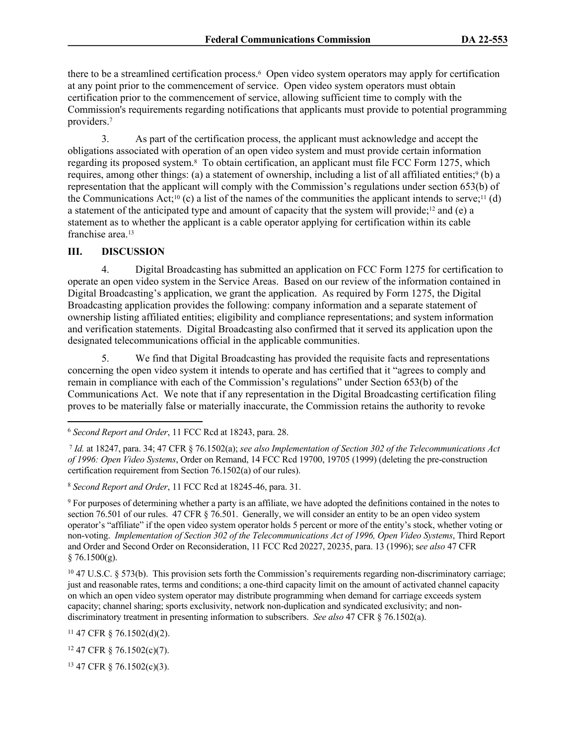there to be a streamlined certification process.[6] Open video system operators may apply for certification at any point prior to the commencement of service. Open video system operators must obtain certification prior to the commencement of service, allowing sufficient time to comply with the Commission's requirements regarding notifications that applicants must provide to potential programming providers.[7]

3. As part of the certification process, the applicant must acknowledge and accept the obligations associated with operation of an open video system and must provide certain information regarding its proposed system.[8] To obtain certification, an applicant must file FCC Form 1275, which requires, among other things: (a) a statement of ownership, including a list of all affiliated entities;[9] (b) a representation that the applicant will comply with the Commission's regulations under section 653(b) of the Communications Act;[10] (c) a list of the names of the communities the applicant intends to serve;[11] (d) a statement of the anticipated type and amount of capacity that the system will provide;[12] and (e) a statement as to whether the applicant is a cable operator applying for certification within its cable franchise area.[13]

## III. DISCUSSION

4. Digital Broadcasting has submitted an application on FCC Form 1275 for certification to operate an open video system in the Service Areas. Based on our review of the information contained in Digital Broadcasting's application, we grant the application. As required by Form 1275, the Digital Broadcasting application provides the following: company information and a separate statement of ownership listing affiliated entities; eligibility and compliance representations; and system information and verification statements. Digital Broadcasting also confirmed that it served its application upon the designated telecommunications official in the applicable communities.

5. We find that Digital Broadcasting has provided the requisite facts and representations concerning the open video system it intends to operate and has certified that it "agrees to comply and remain in compliance with each of the Commission's regulations" under Section 653(b) of the Communications Act. We note that if any representation in the Digital Broadcasting certification filing proves to be materially false or materially inaccurate, the Commission retains the authority to revoke

---

[6] *Second Report and Order*, 11 FCC Rcd at 18243, para. 28.

[7] *Id.* at 18247, para. 34; 47 CFR § 76.1502(a); *see also Implementation of Section 302 of the Telecommunications Act of 1996: Open Video Systems*, Order on Remand, 14 FCC Rcd 19700, 19705 (1999) (deleting the pre-construction certification requirement from Section 76.1502(a) of our rules).

[8] *Second Report and Order*, 11 FCC Rcd at 18245-46, para. 31.

[9] For purposes of determining whether a party is an affiliate, we have adopted the definitions contained in the notes to section 76.501 of our rules. 47 CFR § 76.501. Generally, we will consider an entity to be an open video system operator's "affiliate" if the open video system operator holds 5 percent or more of the entity's stock, whether voting or non-voting. *Implementation of Section 302 of the Telecommunications Act of 1996, Open Video Systems*, Third Report and Order and Second Order on Reconsideration, 11 FCC Rcd 20227, 20235, para. 13 (1996); s*ee also* 47 CFR § 76.1500(g).

[10] 47 U.S.C. § 573(b). This provision sets forth the Commission's requirements regarding non-discriminatory carriage; just and reasonable rates, terms and conditions; a one-third capacity limit on the amount of activated channel capacity on which an open video system operator may distribute programming when demand for carriage exceeds system capacity; channel sharing; sports exclusivity, network non-duplication and syndicated exclusivity; and non-discriminatory treatment in presenting information to subscribers. *See also* 47 CFR § 76.1502(a).

[11] 47 CFR § 76.1502(d)(2).

[12] 47 CFR § 76.1502(c)(7).

[13] 47 CFR § 76.1502(c)(3).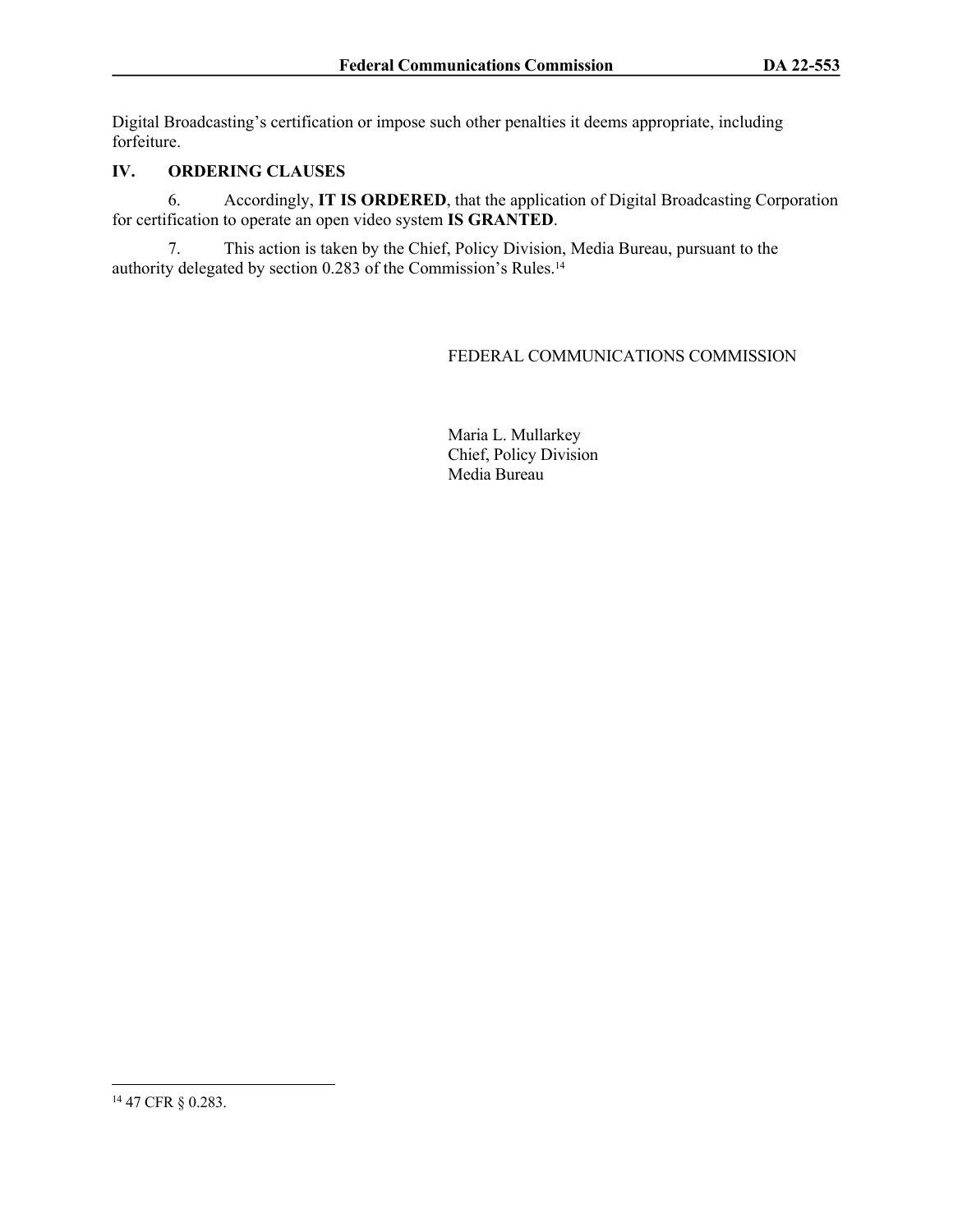Digital Broadcasting's certification or impose such other penalties it deems appropriate, including forfeiture.

## IV. ORDERING CLAUSES

6. Accordingly, **IT IS ORDERED**, that the application of Digital Broadcasting Corporation for certification to operate an open video system **IS GRANTED**.

7. This action is taken by the Chief, Policy Division, Media Bureau, pursuant to the authority delegated by section 0.283 of the Commission's Rules.[14]

FEDERAL COMMUNICATIONS COMMISSION

Maria L. Mullarkey
Chief, Policy Division
Media Bureau

---

[14] 47 CFR § 0.283.